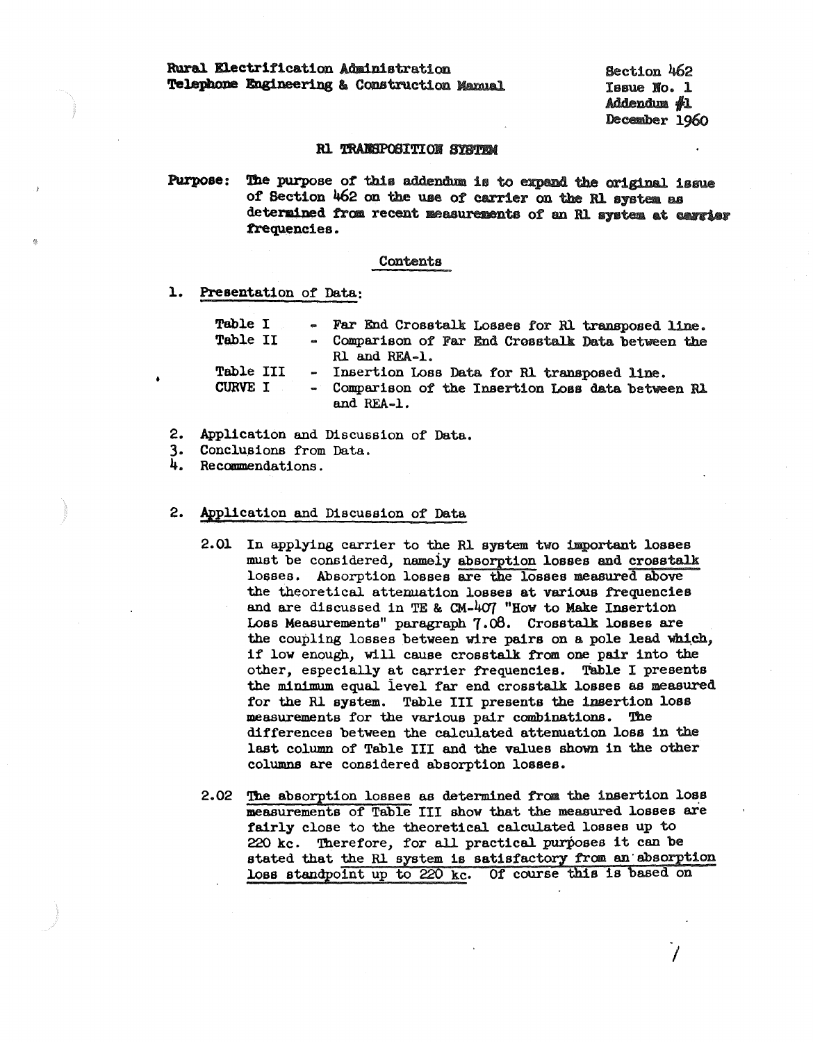Rural Electrification Administration
Telephone Engineering & Construction Manual

Section 462
Issue No. 1
Addendum #1
December 1960

## R1 TRANSPOSITION SYSTEM

**Purpose:** The purpose of this addendum is to expand the original issue of Section 462 on the use of carrier on the R1 system as determined from recent measurements of an R1 system at carrier frequencies.

### Contents

1. Presentation of Data:

| | | |
|---|---|---|
| Table I | - | Far End Crosstalk Losses for R1 transposed line. |
| Table II | - | Comparison of Far End Crosstalk Data between the R1 and REA-1. |
| Table III | - | Insertion Loss Data for R1 transposed line. |
| CURVE I | - | Comparison of the Insertion Loss data between R1 and REA-1. |

2. Application and Discussion of Data.
3. Conclusions from Data.
4. Recommendations.

### 2. Application and Discussion of Data

2.01 In applying carrier to the R1 system two important losses must be considered, namely absorption losses and crosstalk losses. Absorption losses are the losses measured above the theoretical attenuation losses at various frequencies and are discussed in TE & CM-407 "How to Make Insertion Loss Measurements" paragraph 7.08. Crosstalk losses are the coupling losses between wire pairs on a pole lead which, if low enough, will cause crosstalk from one pair into the other, especially at carrier frequencies. Table I presents the minimum equal level far end crosstalk losses as measured for the R1 system. Table III presents the insertion loss measurements for the various pair combinations. The differences between the calculated attenuation loss in the last column of Table III and the values shown in the other columns are considered absorption losses.

2.02 The absorption losses as determined from the insertion loss measurements of Table III show that the measured losses are fairly close to the theoretical calculated losses up to 220 kc. Therefore, for all practical purposes it can be stated that the R1 system is satisfactory from an absorption loss standpoint up to 220 kc. Of course this is based on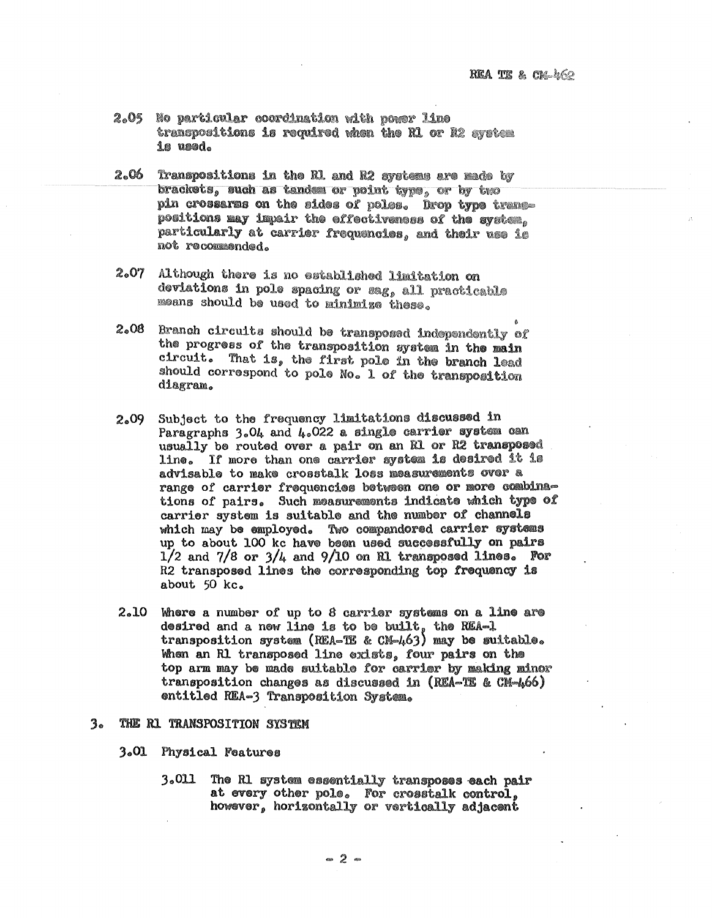2.05 No particular coordination with power line transpositions is required when the R1 or R2 system is used.

2.06 Transpositions in the R1 and R2 systems are made by brackets, such as tandem or point type, or by two pin crossarms on the sides of poles. Drop type transpositions may impair the effectiveness of the system, particularly at carrier frequencies, and their use is not recommended.

2.07 Although there is no established limitation on deviations in pole spacing or sag, all practicable means should be used to minimize these.

2.08 Branch circuits should be transposed independently of the progress of the transposition system in the main circuit. That is, the first pole in the branch lead should correspond to pole No. 1 of the transposition diagram.

2.09 Subject to the frequency limitations discussed in Paragraphs 3.04 and 4.022 a single carrier system can usually be routed over a pair on an R1 or R2 transposed line. If more than one carrier system is desired it is advisable to make crosstalk loss measurements over a range of carrier frequencies between one or more combinations of pairs. Such measurements indicate which type of carrier system is suitable and the number of channels which may be employed. Two compandored carrier systems up to about 100 kc have been used successfully on pairs 1/2 and 7/8 or 3/4 and 9/10 on R1 transposed lines. For R2 transposed lines the corresponding top frequency is about 50 kc.

2.10 Where a number of up to 8 carrier systems on a line are desired and a new line is to be built, the REA-1 transposition system (REA-TE & CM-463) may be suitable. When an R1 transposed line exists, four pairs on the top arm may be made suitable for carrier by making minor transposition changes as discussed in (REA-TE & CM-466) entitled REA-3 Transposition System.

## 3. THE R1 TRANSPOSITION SYSTEM

### 3.01 Physical Features

3.011 The R1 system essentially transposes each pair at every other pole. For crosstalk control, however, horizontally or vertically adjacent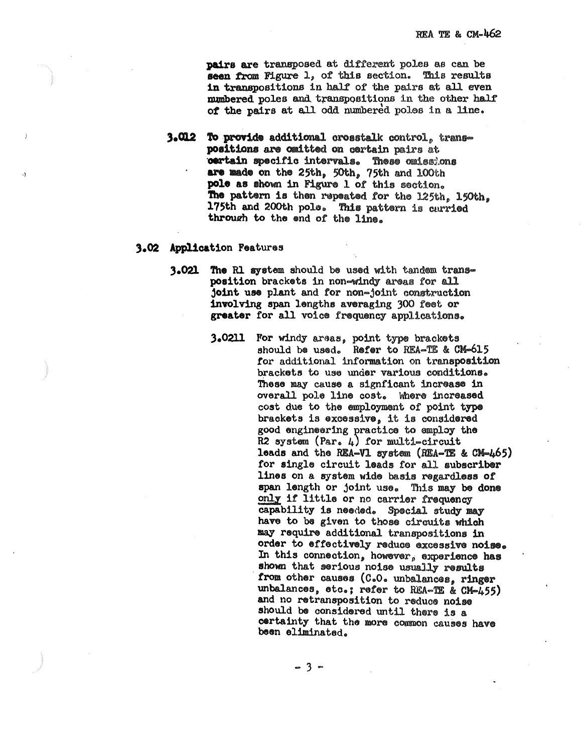pairs are transposed at different poles as can be seen from Figure 1, of this section. This results in transpositions in half of the pairs at all even numbered poles and transpositions in the other half of the pairs at all odd numbered poles in a line.

**3.012** To provide additional crosstalk control, transpositions are omitted on certain pairs at certain specific intervals. These omissions are made on the 25th, 50th, 75th and 100th pole as shown in Figure 1 of this section. The pattern is then repeated for the 125th, 150th, 175th and 200th pole. This pattern is carried through to the end of the line.

## 3.02 Application Features

**3.021** The R1 system should be used with tandem transposition brackets in non-windy areas for all joint use plant and for non-joint construction involving span lengths averaging 300 feet or greater for all voice frequency applications.

**3.0211** For windy areas, point type brackets should be used. Refer to REA-TE & CM-615 for additional information on transposition brackets to use under various conditions. These may cause a signficant increase in overall pole line cost. Where increased cost due to the employment of point type brackets is excessive, it is considered good engineering practice to employ the R2 system (Par. 4) for multi-circuit leads and the REA-V1 system (REA-TE & CM-465) for single circuit leads for all subscriber lines on a system wide basis regardless of span length or joint use. This may be done <u>only</u> if little or no carrier frequency capability is needed. Special study may have to be given to those circuits which may require additional transpositions in order to effectively reduce excessive noise. In this connection, however, experience has shown that serious noise usually results from other causes (C.O. unbalances, ringer unbalances, etc.; refer to REA-TE & CM-455) and no retransposition to reduce noise should be considered until there is a certainty that the more common causes have been eliminated.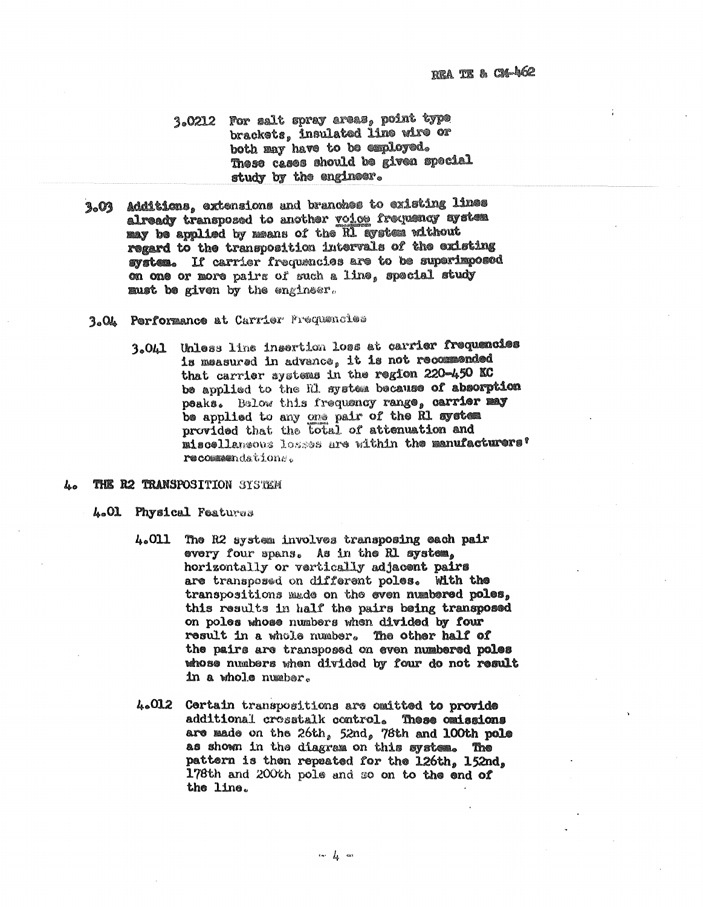3.0212 For salt spray areas, point type brackets, insulated line wire or both may have to be employed. These cases should be given special study by the engineer.

3.03 Additions, extensions and branches to existing lines already transposed to another voice frequency system may be applied by means of the R1 system without regard to the transposition intervals of the existing system. If carrier frequencies are to be superimposed on one or more pairs of such a line, special study must be given by the engineer.

3.04 Performance at Carrier Frequencies

3.041 Unless line insertion loss at carrier frequencies is measured in advance, it is not recommended that carrier systems in the region 220-450 KC be applied to the R1 system because of absorption peaks. Below this frequency range, carrier may be applied to any one pair of the R1 system provided that the total of attenuation and miscellaneous losses are within the manufacturers' recommendations.

## 4. THE R2 TRANSPOSITION SYSTEM

### 4.01 Physical Features

4.011 The R2 system involves transposing each pair every four spans. As in the R1 system, horizontally or vertically adjacent pairs are transposed on different poles. With the transpositions made on the even numbered poles, this results in half the pairs being transposed on poles whose numbers when divided by four result in a whole number. The other half of the pairs are transposed on even numbered poles whose numbers when divided by four do not result in a whole number.

4.012 Certain transpositions are omitted to provide additional crosstalk control. These omissions are made on the 26th, 52nd, 78th and 100th pole as shown in the diagram on this system. The pattern is then repeated for the 126th, 152nd, 178th and 200th pole and so on to the end of the line.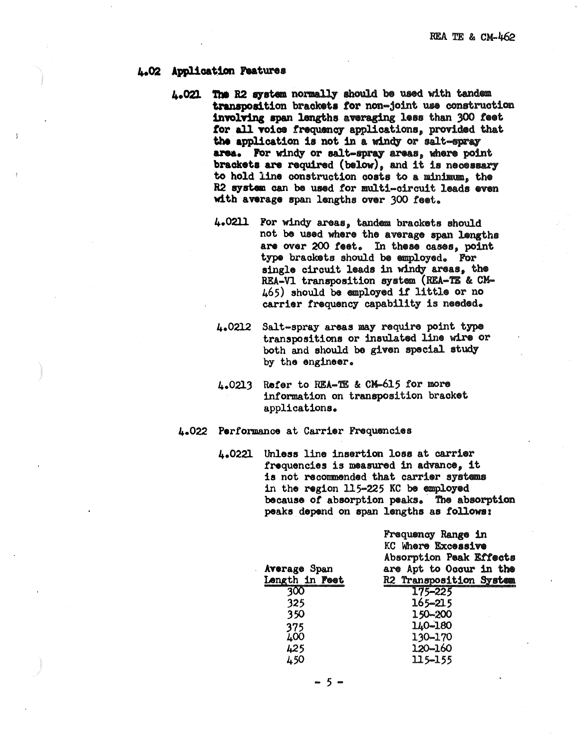## 4.02 Application Features

**4.021 The R2 system normally should be used with tandem transposition brackets for non-joint use construction involving span lengths averaging less than 300 feet for all voice frequency applications, provided that the application is not in a windy or salt-spray area.** For windy or salt-spray areas, where point brackets are required (below), and it is necessary to hold line construction costs to a minimum, the R2 system can be used for multi-circuit leads even with average span lengths over 300 feet.

4.0211 For windy areas, tandem brackets should not be used where the average span lengths are over 200 feet. In these cases, point type brackets should be employed. For single circuit leads in windy areas, the REA-V1 transposition system (REA-TE & CM-465) should be employed if little or no carrier frequency capability is needed.

4.0212 Salt-spray areas may require point type transpositions or insulated line wire or both and should be given special study by the engineer.

4.0213 Refer to REA-TE & CM-615 for more information on transposition bracket applications.

4.022 Performance at Carrier Frequencies

4.0221 Unless line insertion loss at carrier frequencies is measured in advance, it is not recommended that carrier systems in the region 115-225 KC be employed because of absorption peaks. The absorption peaks depend on span lengths as follows:

| Average Span Length in Feet | Frequency Range in KC Where Excessive Absorption Peak Effects are Apt to Occur in the R2 Transposition System |
|---|---|
| 300 | 175-225 |
| 325 | 165-215 |
| 350 | 150-200 |
| 375 | 140-180 |
| 400 | 130-170 |
| 425 | 120-160 |
| 450 | 115-155 |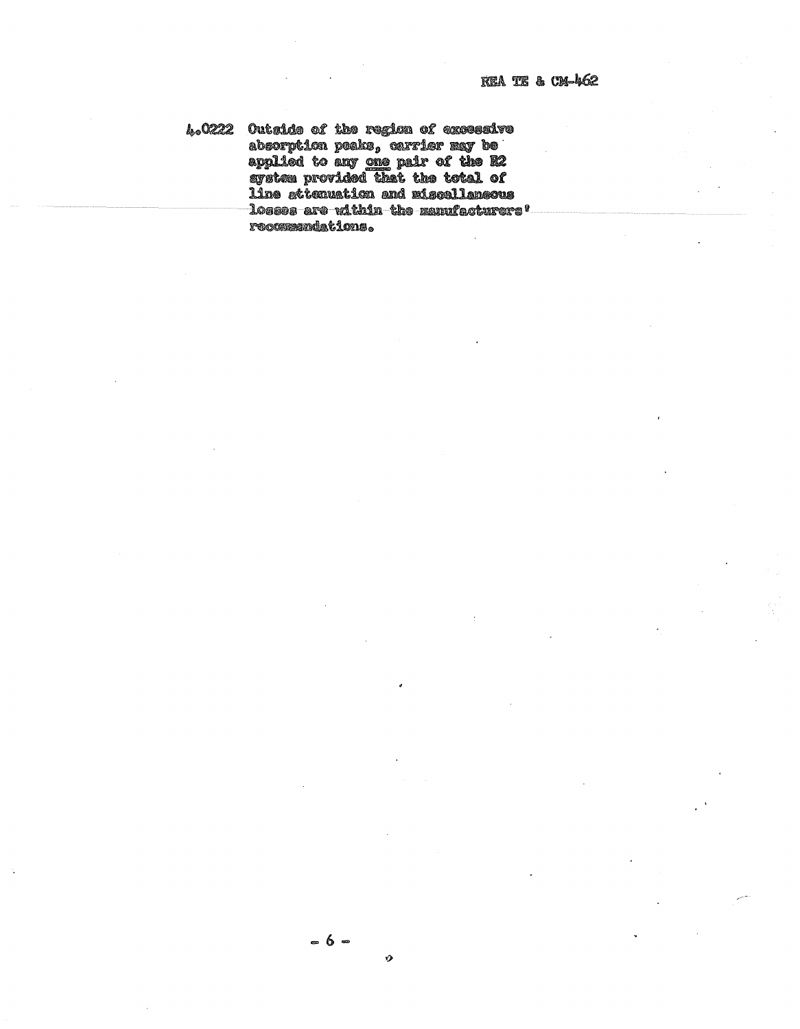4.0222 Outside of the region of excessive absorption peaks, carrier may be applied to any <u>one</u> pair of the R2 system provided that the total of line attenuation and miscellaneous losses are within the manufacturers' recommendations.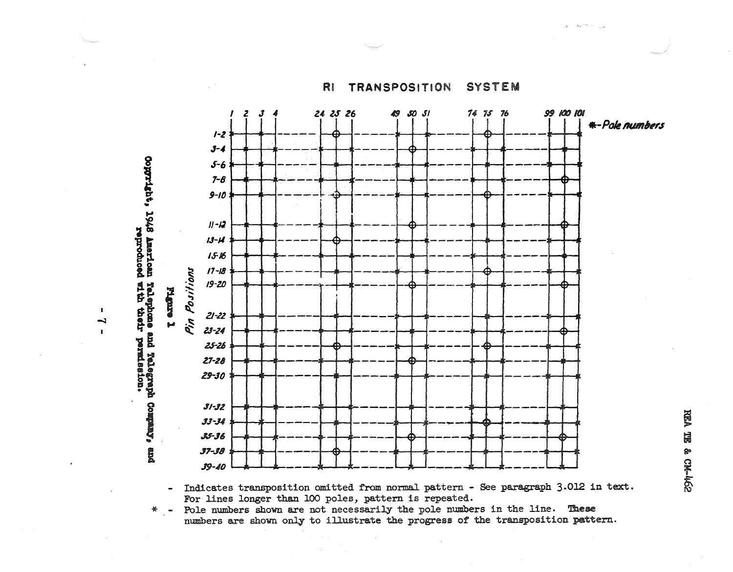# RI TRANSPOSITION SYSTEM

Pole numbers*: 1, 2, 3, 4, 24, 25, 26, 49, 50, 51, 74, 75, 76, 99, 100, 101

Pin Positions: 1-2, 3-4, 5-6, 7-8, 9-10, 11-12, 13-14, 15-16, 17-18, 19-20, 21-22, 23-24, 25-26, 27-28, 29-30, 31-32, 33-34, 35-36, 37-38, 39-40

\- Indicates transposition omitted from normal pattern - See paragraph 3.012 in text. For lines longer than 100 poles, pattern is repeated.

\* - Pole numbers shown are not necessarily the pole numbers in the line. These numbers are shown only to illustrate the progress of the transposition pattern.

Figure 1

Copyright, 1948 American Telephone and Telegraph Company, and reproduced with their permission.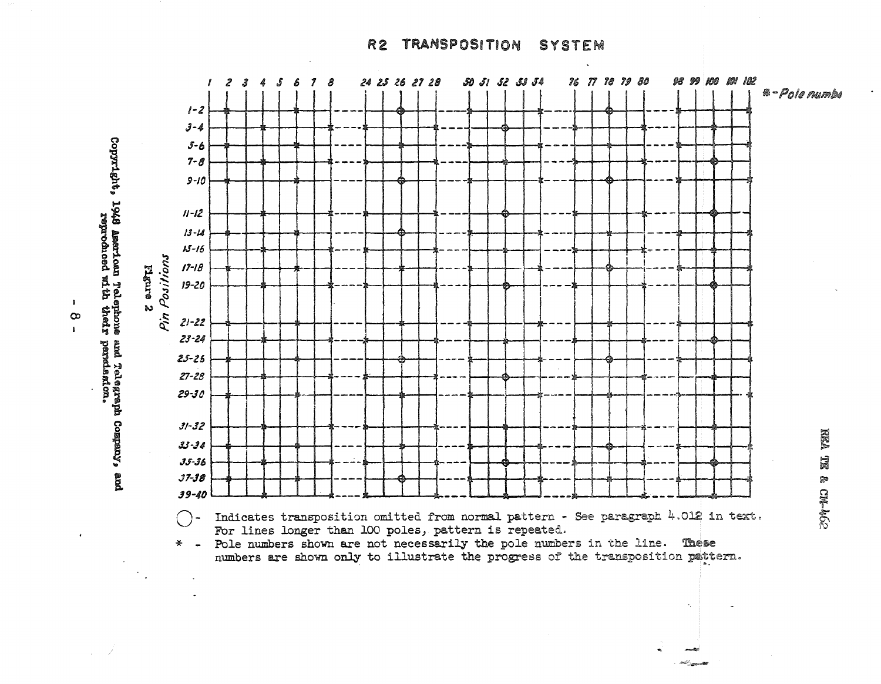# R2 TRANSPOSITION SYSTEM

1 2 3 4 5 6 7 8 24 25 26 27 28 50 51 52 53 54 76 77 78 79 80 98 99 100 101 102

\* - Pole numbers

*Pin Positions*

1-2
3-4
5-6
7-8
9-10
11-12
13-14
15-16
17-18
19-20
21-22
23-24
25-26
27-28
29-30
31-32
33-34
35-36
37-38
39-40

◯ - Indicates transposition omitted from normal pattern - See paragraph 4.012 in text. For lines longer than 100 poles, pattern is repeated.

\* - Pole numbers shown are not necessarily the pole numbers in the line. These numbers are shown only to illustrate the progress of the transposition pattern.

Figure 2

Copyright, 1948 American Telephone and Telegraph Company, and reproduced with their permission.

REA TE & CM-462